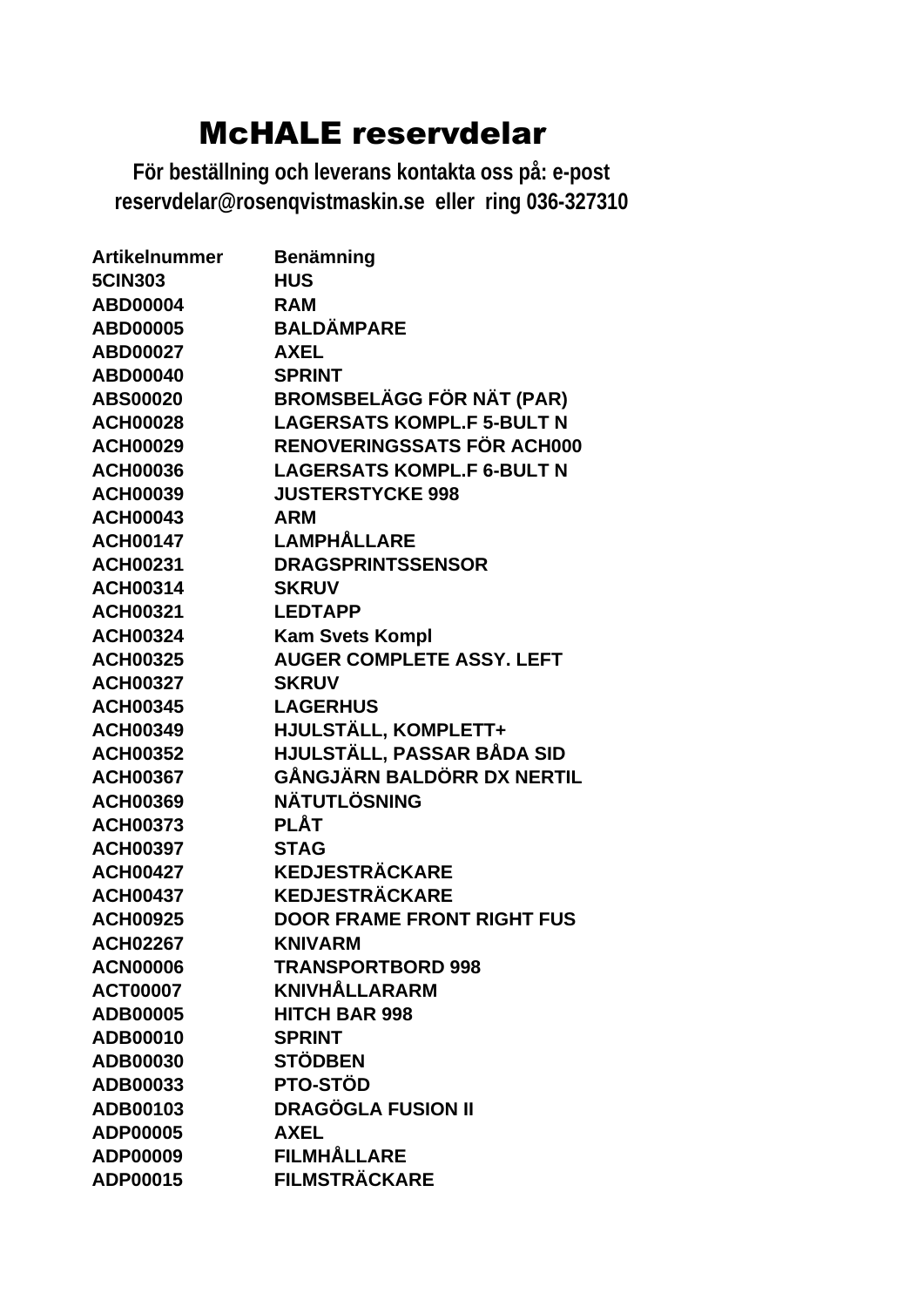# McHALE reservdelar

**För beställning och leverans kontakta oss på: e-post reservdelar@rosenqvistmaskin.se eller ring 036-327310**

| Artikelnummer | Benämning |
|---|---|
| 5CIN303 | HUS |
| ABD00004 | RAM |
| ABD00005 | BALDÄMPARE |
| ABD00027 | AXEL |
| ABD00040 | SPRINT |
| ABS00020 | BROMSBELÄGG FÖR NÄT (PAR) |
| ACH00028 | LAGERSATS KOMPL.F 5-BULT N |
| ACH00029 | RENOVERINGSSATS FÖR ACH000 |
| ACH00036 | LAGERSATS KOMPL.F 6-BULT N |
| ACH00039 | JUSTERSTYCKE 998 |
| ACH00043 | ARM |
| ACH00147 | LAMPHÅLLARE |
| ACH00231 | DRAGSPRINTSSENSOR |
| ACH00314 | SKRUV |
| ACH00321 | LEDTAPP |
| ACH00324 | Kam Svets Kompl |
| ACH00325 | AUGER COMPLETE ASSY. LEFT |
| ACH00327 | SKRUV |
| ACH00345 | LAGERHUS |
| ACH00349 | HJULSTÄLL, KOMPLETT+ |
| ACH00352 | HJULSTÄLL, PASSAR BÅDA SID |
| ACH00367 | GÅNGJÄRN BALDÖRR DX NERTIL |
| ACH00369 | NÄTUTLÖSNING |
| ACH00373 | PLÅT |
| ACH00397 | STAG |
| ACH00427 | KEDJESTRÄCKARE |
| ACH00437 | KEDJESTRÄCKARE |
| ACH00925 | DOOR FRAME FRONT RIGHT FUS |
| ACH02267 | KNIVARM |
| ACN00006 | TRANSPORTBORD 998 |
| ACT00007 | KNIVHÅLLARARM |
| ADB00005 | HITCH BAR 998 |
| ADB00010 | SPRINT |
| ADB00030 | STÖDBEN |
| ADB00033 | PTO-STÖD |
| ADB00103 | DRAGÖGLA FUSION II |
| ADP00005 | AXEL |
| ADP00009 | FILMHÅLLARE |
| ADP00015 | FILMSTRÄCKARE |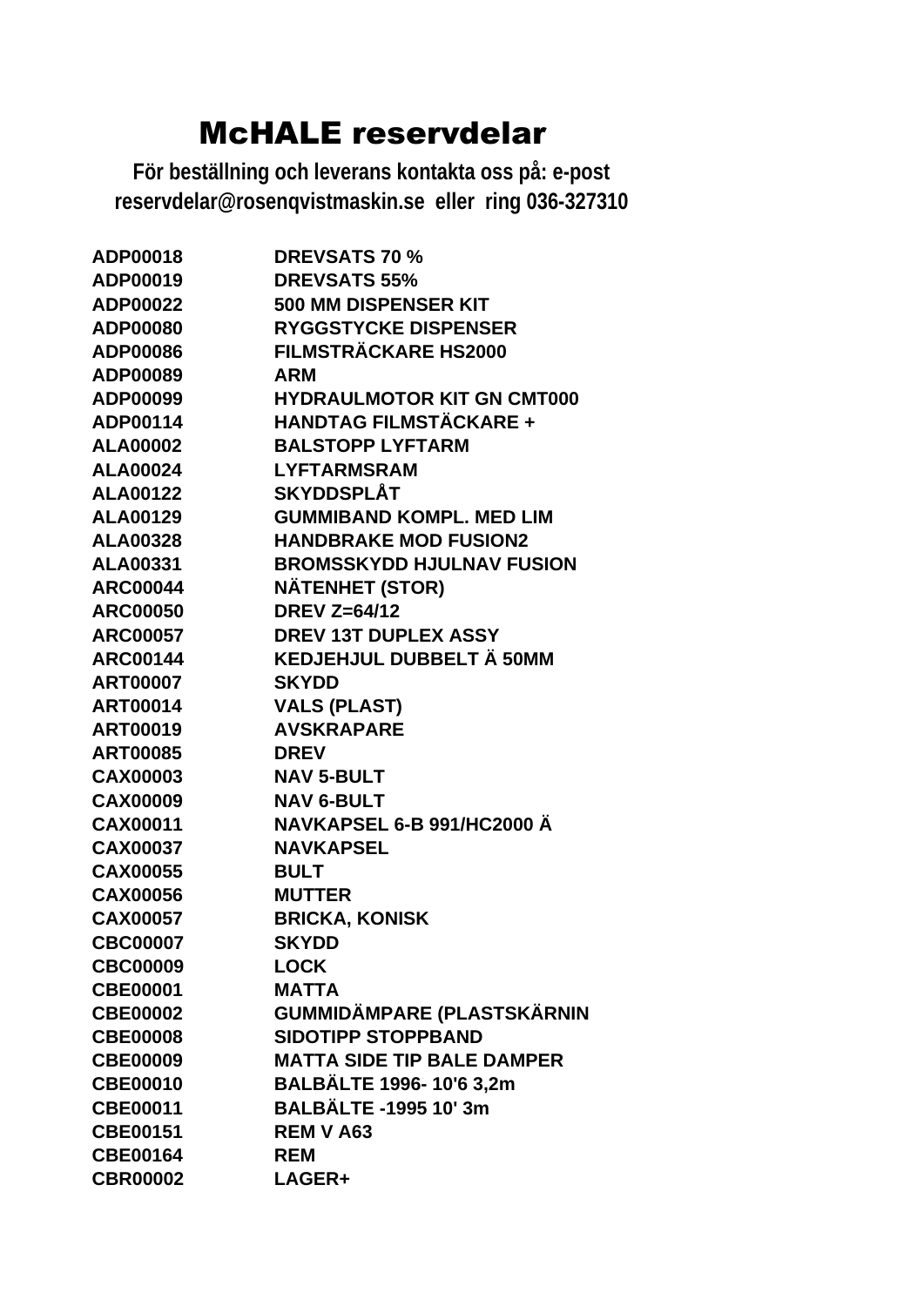# McHALE reservdelar

**För beställning och leverans kontakta oss på: e-post reservdelar@rosenqvistmaskin.se eller ring 036-327310**

| | |
|---|---|
| **ADP00018** | **DREVSATS 70 %** |
| **ADP00019** | **DREVSATS 55%** |
| **ADP00022** | **500 MM DISPENSER KIT** |
| **ADP00080** | **RYGGSTYCKE DISPENSER** |
| **ADP00086** | **FILMSTRÄCKARE HS2000** |
| **ADP00089** | **ARM** |
| **ADP00099** | **HYDRAULMOTOR KIT GN CMT000** |
| **ADP00114** | **HANDTAG FILMSTÄCKARE +** |
| **ALA00002** | **BALSTOPP LYFTARM** |
| **ALA00024** | **LYFTARMSRAM** |
| **ALA00122** | **SKYDDSPLÅT** |
| **ALA00129** | **GUMMIBAND KOMPL. MED LIM** |
| **ALA00328** | **HANDBRAKE MOD FUSION2** |
| **ALA00331** | **BROMSSKYDD HJULNAV FUSION** |
| **ARC00044** | **NÄTENHET (STOR)** |
| **ARC00050** | **DREV Z=64/12** |
| **ARC00057** | **DREV 13T DUPLEX ASSY** |
| **ARC00144** | **KEDJEHJUL DUBBELT Ä 50MM** |
| **ART00007** | **SKYDD** |
| **ART00014** | **VALS (PLAST)** |
| **ART00019** | **AVSKRAPARE** |
| **ART00085** | **DREV** |
| **CAX00003** | **NAV 5-BULT** |
| **CAX00009** | **NAV 6-BULT** |
| **CAX00011** | **NAVKAPSEL 6-B 991/HC2000 Ä** |
| **CAX00037** | **NAVKAPSEL** |
| **CAX00055** | **BULT** |
| **CAX00056** | **MUTTER** |
| **CAX00057** | **BRICKA, KONISK** |
| **CBC00007** | **SKYDD** |
| **CBC00009** | **LOCK** |
| **CBE00001** | **MATTA** |
| **CBE00002** | **GUMMIDÄMPARE (PLASTSKÄRNIN** |
| **CBE00008** | **SIDOTIPP STOPPBAND** |
| **CBE00009** | **MATTA SIDE TIP BALE DAMPER** |
| **CBE00010** | **BALBÄLTE 1996- 10'6 3,2m** |
| **CBE00011** | **BALBÄLTE -1995 10' 3m** |
| **CBE00151** | **REM V A63** |
| **CBE00164** | **REM** |
| **CBR00002** | **LAGER+** |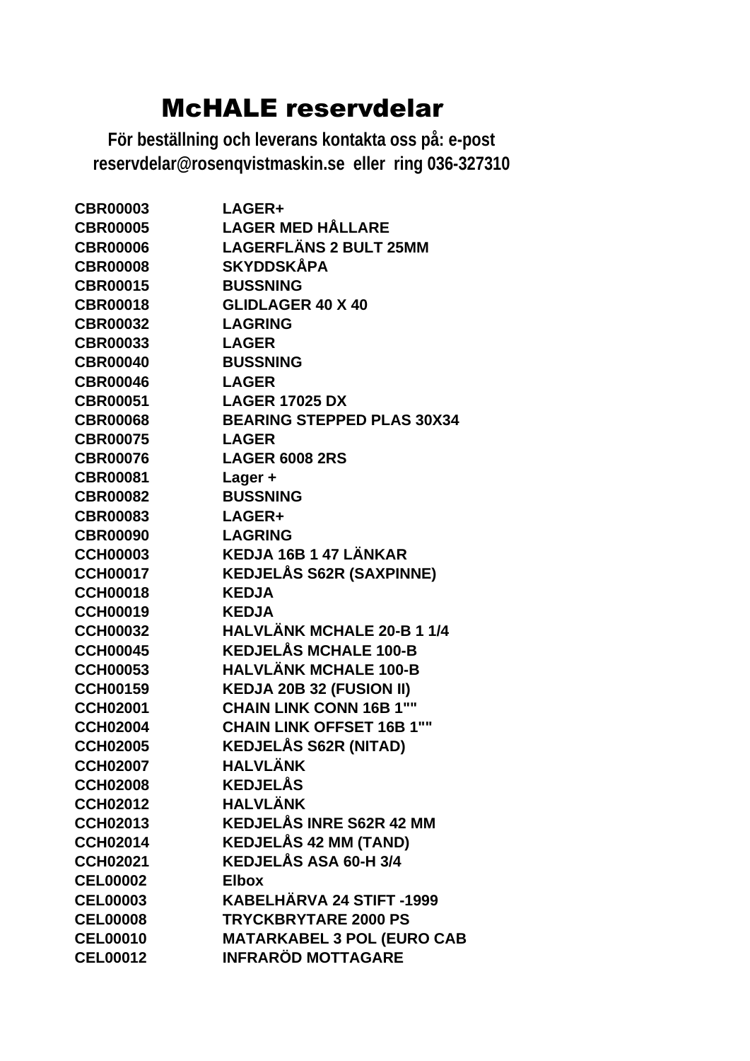# McHALE reservdelar

**För beställning och leverans kontakta oss på: e-post reservdelar@rosenqvistmaskin.se eller ring 036-327310**

| | |
|---|---|
| **CBR00003** | **LAGER+** |
| **CBR00005** | **LAGER MED HÅLLARE** |
| **CBR00006** | **LAGERFLÄNS 2 BULT 25MM** |
| **CBR00008** | **SKYDDSKÅPA** |
| **CBR00015** | **BUSSNING** |
| **CBR00018** | **GLIDLAGER 40 X 40** |
| **CBR00032** | **LAGRING** |
| **CBR00033** | **LAGER** |
| **CBR00040** | **BUSSNING** |
| **CBR00046** | **LAGER** |
| **CBR00051** | **LAGER 17025 DX** |
| **CBR00068** | **BEARING STEPPED PLAS 30X34** |
| **CBR00075** | **LAGER** |
| **CBR00076** | **LAGER 6008 2RS** |
| **CBR00081** | **Lager +** |
| **CBR00082** | **BUSSNING** |
| **CBR00083** | **LAGER+** |
| **CBR00090** | **LAGRING** |
| **CCH00003** | **KEDJA 16B 1 47 LÄNKAR** |
| **CCH00017** | **KEDJELÅS S62R (SAXPINNE)** |
| **CCH00018** | **KEDJA** |
| **CCH00019** | **KEDJA** |
| **CCH00032** | **HALVLÄNK MCHALE 20-B 1 1/4** |
| **CCH00045** | **KEDJELÅS MCHALE 100-B** |
| **CCH00053** | **HALVLÄNK MCHALE 100-B** |
| **CCH00159** | **KEDJA 20B 32 (FUSION II)** |
| **CCH02001** | **CHAIN LINK CONN 16B 1""** |
| **CCH02004** | **CHAIN LINK OFFSET 16B 1""** |
| **CCH02005** | **KEDJELÅS S62R (NITAD)** |
| **CCH02007** | **HALVLÄNK** |
| **CCH02008** | **KEDJELÅS** |
| **CCH02012** | **HALVLÄNK** |
| **CCH02013** | **KEDJELÅS INRE S62R 42 MM** |
| **CCH02014** | **KEDJELÅS 42 MM (TAND)** |
| **CCH02021** | **KEDJELÅS ASA 60-H 3/4** |
| **CEL00002** | **Elbox** |
| **CEL00003** | **KABELHÄRVA 24 STIFT -1999** |
| **CEL00008** | **TRYCKBRYTARE 2000 PS** |
| **CEL00010** | **MATARKABEL 3 POL (EURO CAB** |
| **CEL00012** | **INFRARÖD MOTTAGARE** |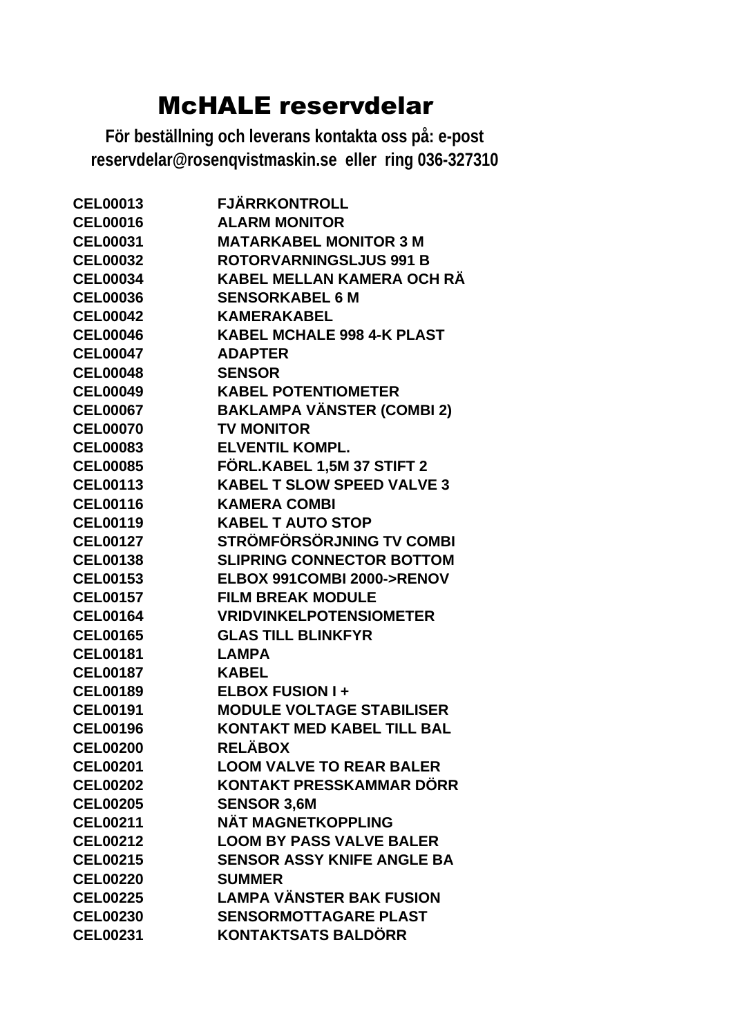# McHALE reservdelar

**För beställning och leverans kontakta oss på: e-post reservdelar@rosenqvistmaskin.se eller ring 036-327310**

| | |
|---|---|
| CEL00013 | FJÄRRKONTROLL |
| CEL00016 | ALARM MONITOR |
| CEL00031 | MATARKABEL MONITOR 3 M |
| CEL00032 | ROTORVARNINGSLJUS 991 B |
| CEL00034 | KABEL MELLAN KAMERA OCH RÄ |
| CEL00036 | SENSORKABEL 6 M |
| CEL00042 | KAMERAKABEL |
| CEL00046 | KABEL MCHALE 998 4-K PLAST |
| CEL00047 | ADAPTER |
| CEL00048 | SENSOR |
| CEL00049 | KABEL POTENTIOMETER |
| CEL00067 | BAKLAMPA VÄNSTER (COMBI 2) |
| CEL00070 | TV MONITOR |
| CEL00083 | ELVENTIL KOMPL. |
| CEL00085 | FÖRL.KABEL 1,5M 37 STIFT 2 |
| CEL00113 | KABEL T SLOW SPEED VALVE 3 |
| CEL00116 | KAMERA COMBI |
| CEL00119 | KABEL T AUTO STOP |
| CEL00127 | STRÖMFÖRSÖRJNING TV COMBI |
| CEL00138 | SLIPRING CONNECTOR BOTTOM |
| CEL00153 | ELBOX 991COMBI 2000->RENOV |
| CEL00157 | FILM BREAK MODULE |
| CEL00164 | VRIDVINKELPOTENSIOMETER |
| CEL00165 | GLAS TILL BLINKFYR |
| CEL00181 | LAMPA |
| CEL00187 | KABEL |
| CEL00189 | ELBOX FUSION I + |
| CEL00191 | MODULE VOLTAGE STABILISER |
| CEL00196 | KONTAKT MED KABEL TILL BAL |
| CEL00200 | RELÄBOX |
| CEL00201 | LOOM VALVE TO REAR BALER |
| CEL00202 | KONTAKT PRESSKAMMAR DÖRR |
| CEL00205 | SENSOR 3,6M |
| CEL00211 | NÄT MAGNETKOPPLING |
| CEL00212 | LOOM BY PASS VALVE BALER |
| CEL00215 | SENSOR ASSY KNIFE ANGLE BA |
| CEL00220 | SUMMER |
| CEL00225 | LAMPA VÄNSTER BAK FUSION |
| CEL00230 | SENSORMOTTAGARE PLAST |
| CEL00231 | KONTAKTSATS BALDÖRR |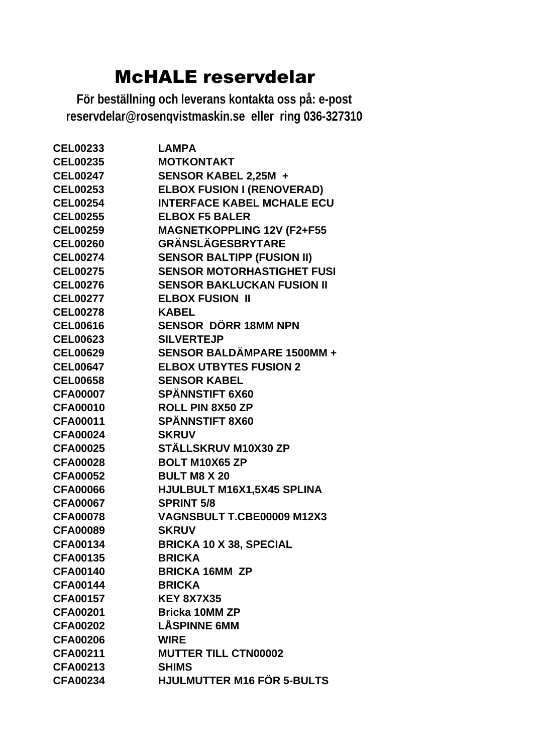# McHALE reservdelar

**För beställning och leverans kontakta oss på: e-post reservdelar@rosenqvistmaskin.se eller ring 036-327310**

| | |
|---|---|
| CEL00233 | LAMPA |
| CEL00235 | MOTKONTAKT |
| CEL00247 | SENSOR KABEL 2,25M + |
| CEL00253 | ELBOX FUSION I (RENOVERAD) |
| CEL00254 | INTERFACE KABEL MCHALE ECU |
| CEL00255 | ELBOX F5 BALER |
| CEL00259 | MAGNETKOPPLING 12V (F2+F55 |
| CEL00260 | GRÄNSLÄGESBRYTARE |
| CEL00274 | SENSOR BALTIPP (FUSION II) |
| CEL00275 | SENSOR MOTORHASTIGHET FUSI |
| CEL00276 | SENSOR BAKLUCKAN FUSION II |
| CEL00277 | ELBOX FUSION II |
| CEL00278 | KABEL |
| CEL00616 | SENSOR DÖRR 18MM NPN |
| CEL00623 | SILVERTEJP |
| CEL00629 | SENSOR BALDÄMPARE 1500MM + |
| CEL00647 | ELBOX UTBYTES FUSION 2 |
| CEL00658 | SENSOR KABEL |
| CFA00007 | SPÄNNSTIFT 6X60 |
| CFA00010 | ROLL PIN 8X50 ZP |
| CFA00011 | SPÄNNSTIFT 8X60 |
| CFA00024 | SKRUV |
| CFA00025 | STÄLLSKRUV M10X30 ZP |
| CFA00028 | BOLT M10X65 ZP |
| CFA00052 | BULT M8 X 20 |
| CFA00066 | HJULBULT M16X1,5X45 SPLINA |
| CFA00067 | SPRINT 5/8 |
| CFA00078 | VAGNSBULT T.CBE00009 M12X3 |
| CFA00089 | SKRUV |
| CFA00134 | BRICKA 10 X 38, SPECIAL |
| CFA00135 | BRICKA |
| CFA00140 | BRICKA 16MM ZP |
| CFA00144 | BRICKA |
| CFA00157 | KEY 8X7X35 |
| CFA00201 | Bricka 10MM ZP |
| CFA00202 | LÅSPINNE 6MM |
| CFA00206 | WIRE |
| CFA00211 | MUTTER TILL CTN00002 |
| CFA00213 | SHIMS |
| CFA00234 | HJULMUTTER M16 FÖR 5-BULTS |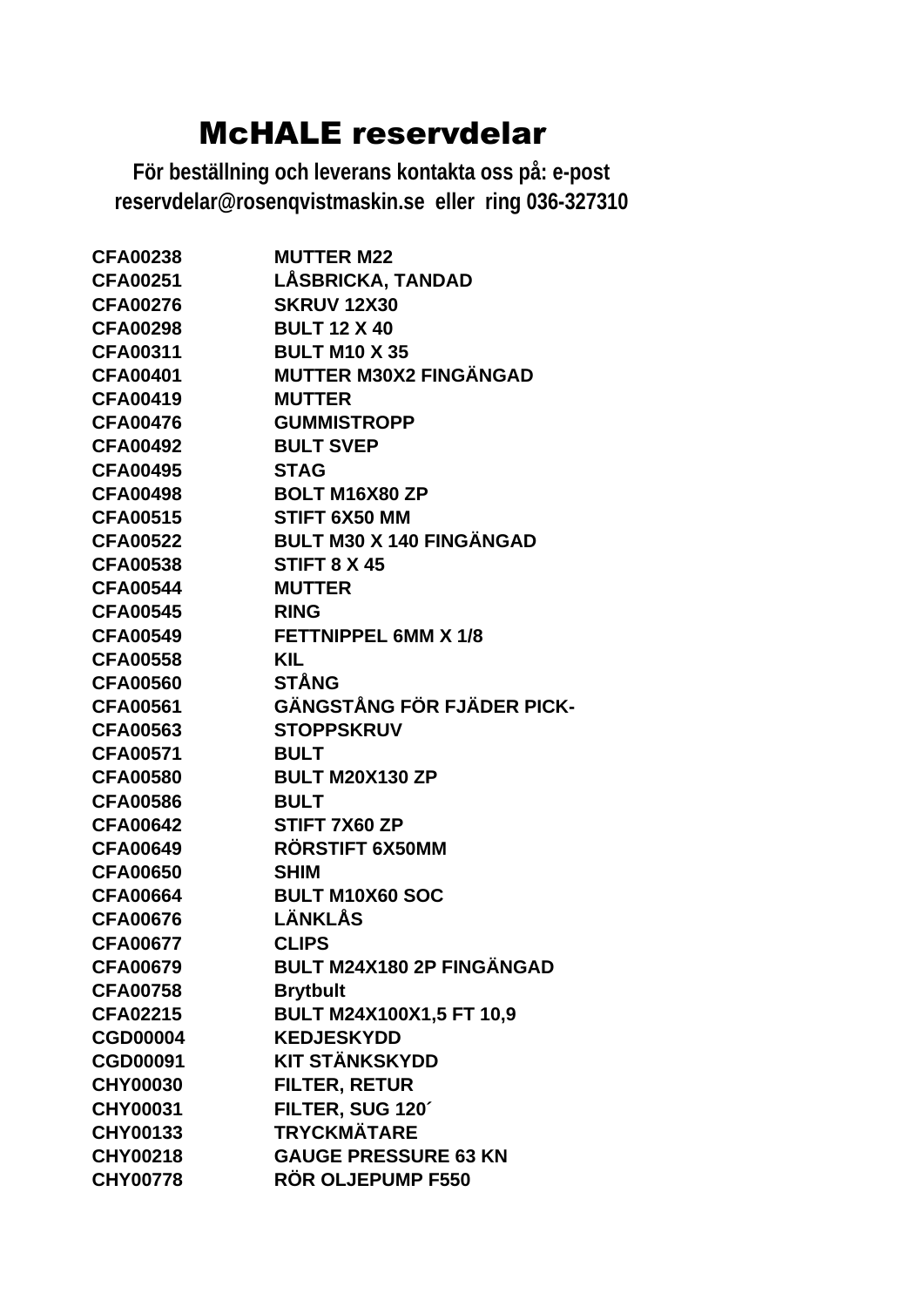# McHALE reservdelar

**För beställning och leverans kontakta oss på: e-post reservdelar@rosenqvistmaskin.se eller ring 036-327310**

| | |
|---|---|
| **CFA00238** | **MUTTER M22** |
| **CFA00251** | **LÅSBRICKA, TANDAD** |
| **CFA00276** | **SKRUV 12X30** |
| **CFA00298** | **BULT 12 X 40** |
| **CFA00311** | **BULT M10 X 35** |
| **CFA00401** | **MUTTER M30X2 FINGÄNGAD** |
| **CFA00419** | **MUTTER** |
| **CFA00476** | **GUMMISTROPP** |
| **CFA00492** | **BULT SVEP** |
| **CFA00495** | **STAG** |
| **CFA00498** | **BOLT M16X80 ZP** |
| **CFA00515** | **STIFT 6X50 MM** |
| **CFA00522** | **BULT M30 X 140 FINGÄNGAD** |
| **CFA00538** | **STIFT 8 X 45** |
| **CFA00544** | **MUTTER** |
| **CFA00545** | **RING** |
| **CFA00549** | **FETTNIPPEL 6MM X 1/8** |
| **CFA00558** | **KIL** |
| **CFA00560** | **STÅNG** |
| **CFA00561** | **GÄNGSTÅNG FÖR FJÄDER PICK-** |
| **CFA00563** | **STOPPSKRUV** |
| **CFA00571** | **BULT** |
| **CFA00580** | **BULT M20X130 ZP** |
| **CFA00586** | **BULT** |
| **CFA00642** | **STIFT 7X60 ZP** |
| **CFA00649** | **RÖRSTIFT 6X50MM** |
| **CFA00650** | **SHIM** |
| **CFA00664** | **BULT M10X60 SOC** |
| **CFA00676** | **LÄNKLÅS** |
| **CFA00677** | **CLIPS** |
| **CFA00679** | **BULT M24X180 2P FINGÄNGAD** |
| **CFA00758** | **Brytbult** |
| **CFA02215** | **BULT M24X100X1,5 FT 10,9** |
| **CGD00004** | **KEDJESKYDD** |
| **CGD00091** | **KIT STÄNKSKYDD** |
| **CHY00030** | **FILTER, RETUR** |
| **CHY00031** | **FILTER, SUG 120´** |
| **CHY00133** | **TRYCKMÄTARE** |
| **CHY00218** | **GAUGE PRESSURE 63 KN** |
| **CHY00778** | **RÖR OLJEPUMP F550** |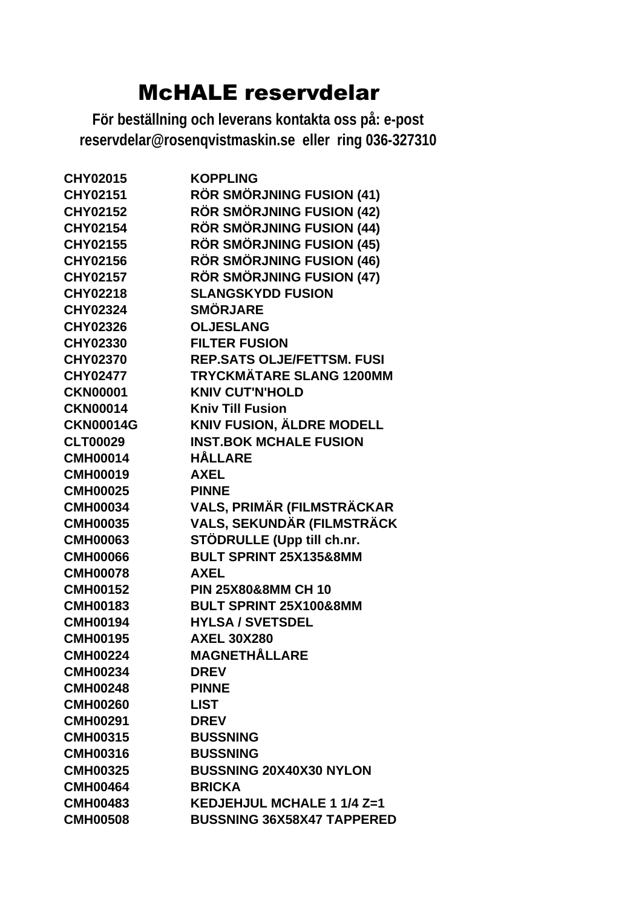# McHALE reservdelar

**För beställning och leverans kontakta oss på: e-post reservdelar@rosenqvistmaskin.se eller ring 036-327310**

| | |
|---|---|
| CHY02015 | KOPPLING |
| CHY02151 | RÖR SMÖRJNING FUSION (41) |
| CHY02152 | RÖR SMÖRJNING FUSION (42) |
| CHY02154 | RÖR SMÖRJNING FUSION (44) |
| CHY02155 | RÖR SMÖRJNING FUSION (45) |
| CHY02156 | RÖR SMÖRJNING FUSION (46) |
| CHY02157 | RÖR SMÖRJNING FUSION (47) |
| CHY02218 | SLANGSKYDD FUSION |
| CHY02324 | SMÖRJARE |
| CHY02326 | OLJESLANG |
| CHY02330 | FILTER FUSION |
| CHY02370 | REP.SATS OLJE/FETTSM. FUSI |
| CHY02477 | TRYCKMÄTARE SLANG 1200MM |
| CKN00001 | KNIV CUT'N'HOLD |
| CKN00014 | Kniv Till Fusion |
| CKN00014G | KNIV FUSION, ÄLDRE MODELL |
| CLT00029 | INST.BOK MCHALE FUSION |
| CMH00014 | HÅLLARE |
| CMH00019 | AXEL |
| CMH00025 | PINNE |
| CMH00034 | VALS, PRIMÄR (FILMSTRÄCKAR |
| CMH00035 | VALS, SEKUNDÄR (FILMSTRÄCK |
| CMH00063 | STÖDRULLE (Upp till ch.nr. |
| CMH00066 | BULT SPRINT 25X135&8MM |
| CMH00078 | AXEL |
| CMH00152 | PIN 25X80&8MM CH 10 |
| CMH00183 | BULT SPRINT 25X100&8MM |
| CMH00194 | HYLSA / SVETSDEL |
| CMH00195 | AXEL 30X280 |
| CMH00224 | MAGNETHÅLLARE |
| CMH00234 | DREV |
| CMH00248 | PINNE |
| CMH00260 | LIST |
| CMH00291 | DREV |
| CMH00315 | BUSSNING |
| CMH00316 | BUSSNING |
| CMH00325 | BUSSNING 20X40X30 NYLON |
| CMH00464 | BRICKA |
| CMH00483 | KEDJEHJUL MCHALE 1 1/4 Z=1 |
| CMH00508 | BUSSNING 36X58X47 TAPPERED |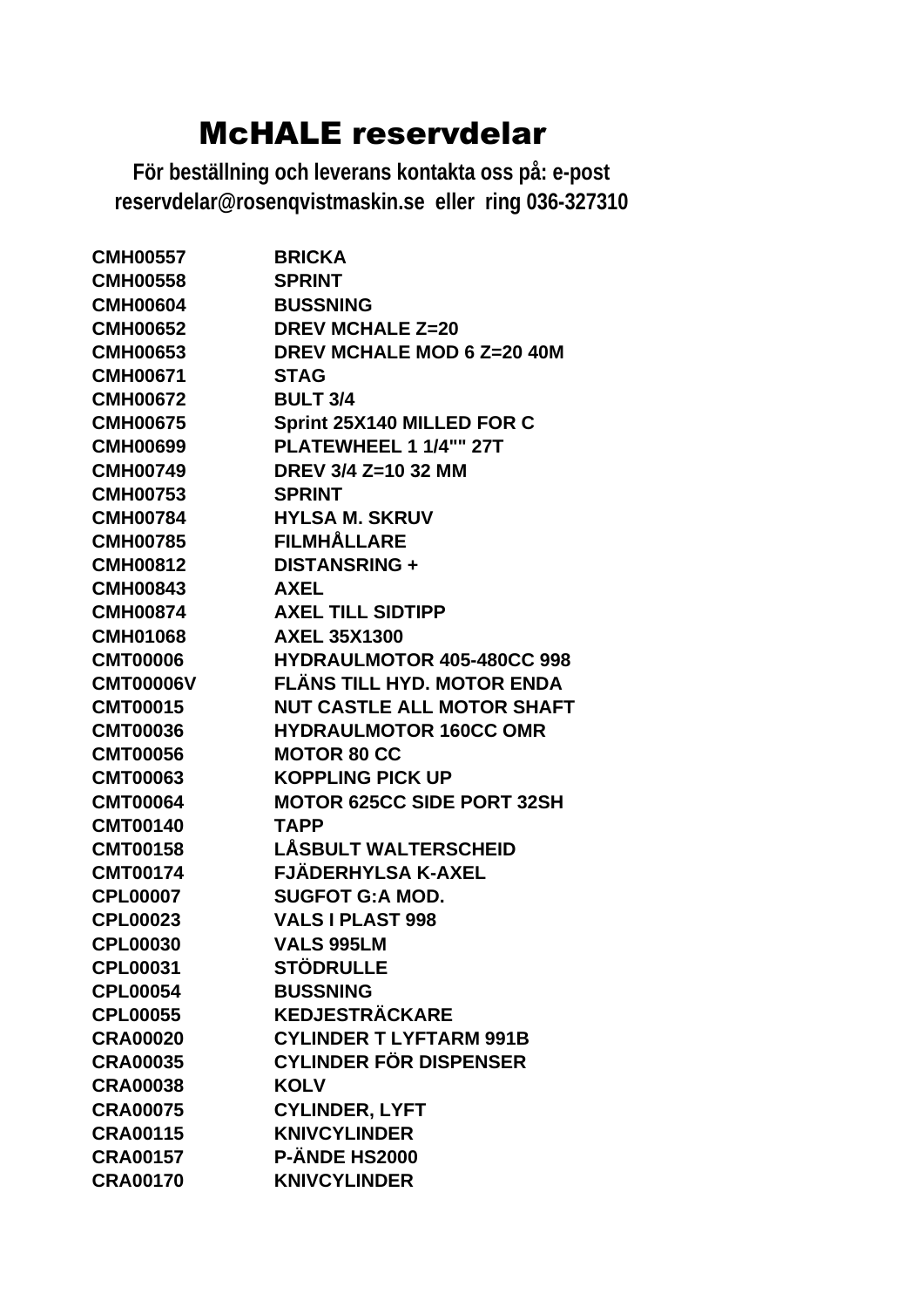# McHALE reservdelar

**För beställning och leverans kontakta oss på: e-post reservdelar@rosenqvistmaskin.se eller ring 036-327310**

| | |
|---|---|
| **CMH00557** | **BRICKA** |
| **CMH00558** | **SPRINT** |
| **CMH00604** | **BUSSNING** |
| **CMH00652** | **DREV MCHALE Z=20** |
| **CMH00653** | **DREV MCHALE MOD 6 Z=20 40M** |
| **CMH00671** | **STAG** |
| **CMH00672** | **BULT 3/4** |
| **CMH00675** | **Sprint 25X140 MILLED FOR C** |
| **CMH00699** | **PLATEWHEEL 1 1/4"" 27T** |
| **CMH00749** | **DREV 3/4 Z=10 32 MM** |
| **CMH00753** | **SPRINT** |
| **CMH00784** | **HYLSA M. SKRUV** |
| **CMH00785** | **FILMHÅLLARE** |
| **CMH00812** | **DISTANSRING +** |
| **CMH00843** | **AXEL** |
| **CMH00874** | **AXEL TILL SIDTIPP** |
| **CMH01068** | **AXEL 35X1300** |
| **CMT00006** | **HYDRAULMOTOR 405-480CC 998** |
| **CMT00006V** | **FLÄNS TILL HYD. MOTOR ENDA** |
| **CMT00015** | **NUT CASTLE ALL MOTOR SHAFT** |
| **CMT00036** | **HYDRAULMOTOR 160CC OMR** |
| **CMT00056** | **MOTOR 80 CC** |
| **CMT00063** | **KOPPLING PICK UP** |
| **CMT00064** | **MOTOR 625CC SIDE PORT 32SH** |
| **CMT00140** | **TAPP** |
| **CMT00158** | **LÅSBULT WALTERSCHEID** |
| **CMT00174** | **FJÄDERHYLSA K-AXEL** |
| **CPL00007** | **SUGFOT G:A MOD.** |
| **CPL00023** | **VALS I PLAST 998** |
| **CPL00030** | **VALS 995LM** |
| **CPL00031** | **STÖDRULLE** |
| **CPL00054** | **BUSSNING** |
| **CPL00055** | **KEDJESTRÄCKARE** |
| **CRA00020** | **CYLINDER T LYFTARM 991B** |
| **CRA00035** | **CYLINDER FÖR DISPENSER** |
| **CRA00038** | **KOLV** |
| **CRA00075** | **CYLINDER, LYFT** |
| **CRA00115** | **KNIVCYLINDER** |
| **CRA00157** | **P-ÄNDE HS2000** |
| **CRA00170** | **KNIVCYLINDER** |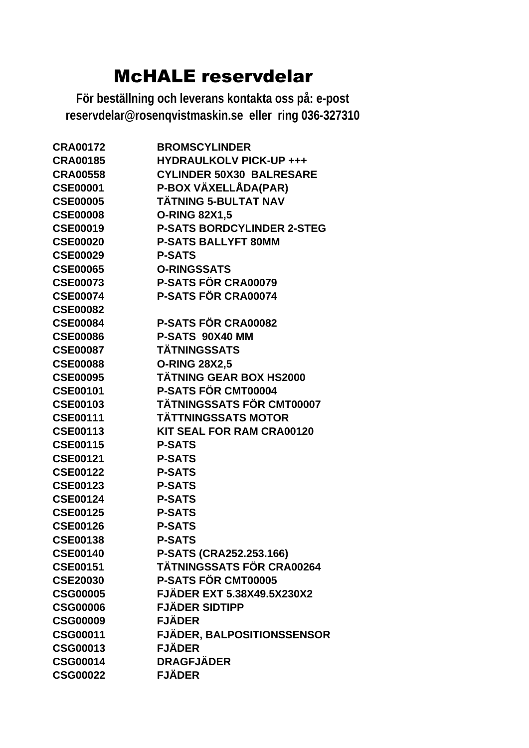# McHALE reservdelar

**För beställning och leverans kontakta oss på: e-post reservdelar@rosenqvistmaskin.se eller ring 036-327310**

| | |
|---|---|
| **CRA00172** | **BROMSCYLINDER** |
| **CRA00185** | **HYDRAULKOLV PICK-UP +++** |
| **CRA00558** | **CYLINDER 50X30 BALRESARE** |
| **CSE00001** | **P-BOX VÄXELLÅDA(PAR)** |
| **CSE00005** | **TÄTNING 5-BULTAT NAV** |
| **CSE00008** | **O-RING 82X1,5** |
| **CSE00019** | **P-SATS BORDCYLINDER 2-STEG** |
| **CSE00020** | **P-SATS BALLYFT 80MM** |
| **CSE00029** | **P-SATS** |
| **CSE00065** | **O-RINGSSATS** |
| **CSE00073** | **P-SATS FÖR CRA00079** |
| **CSE00074** | **P-SATS FÖR CRA00074** |
| **CSE00082** | |
| **CSE00084** | **P-SATS FÖR CRA00082** |
| **CSE00086** | **P-SATS 90X40 MM** |
| **CSE00087** | **TÄTNINGSSATS** |
| **CSE00088** | **O-RING 28X2,5** |
| **CSE00095** | **TÄTNING GEAR BOX HS2000** |
| **CSE00101** | **P-SATS FÖR CMT00004** |
| **CSE00103** | **TÄTNINGSSATS FÖR CMT00007** |
| **CSE00111** | **TÄTTNINGSSATS MOTOR** |
| **CSE00113** | **KIT SEAL FOR RAM CRA00120** |
| **CSE00115** | **P-SATS** |
| **CSE00121** | **P-SATS** |
| **CSE00122** | **P-SATS** |
| **CSE00123** | **P-SATS** |
| **CSE00124** | **P-SATS** |
| **CSE00125** | **P-SATS** |
| **CSE00126** | **P-SATS** |
| **CSE00138** | **P-SATS** |
| **CSE00140** | **P-SATS (CRA252.253.166)** |
| **CSE00151** | **TÄTNINGSSATS FÖR CRA00264** |
| **CSE20030** | **P-SATS FÖR CMT00005** |
| **CSG00005** | **FJÄDER EXT 5.38X49.5X230X2** |
| **CSG00006** | **FJÄDER SIDTIPP** |
| **CSG00009** | **FJÄDER** |
| **CSG00011** | **FJÄDER, BALPOSITIONSSENSOR** |
| **CSG00013** | **FJÄDER** |
| **CSG00014** | **DRAGFJÄDER** |
| **CSG00022** | **FJÄDER** |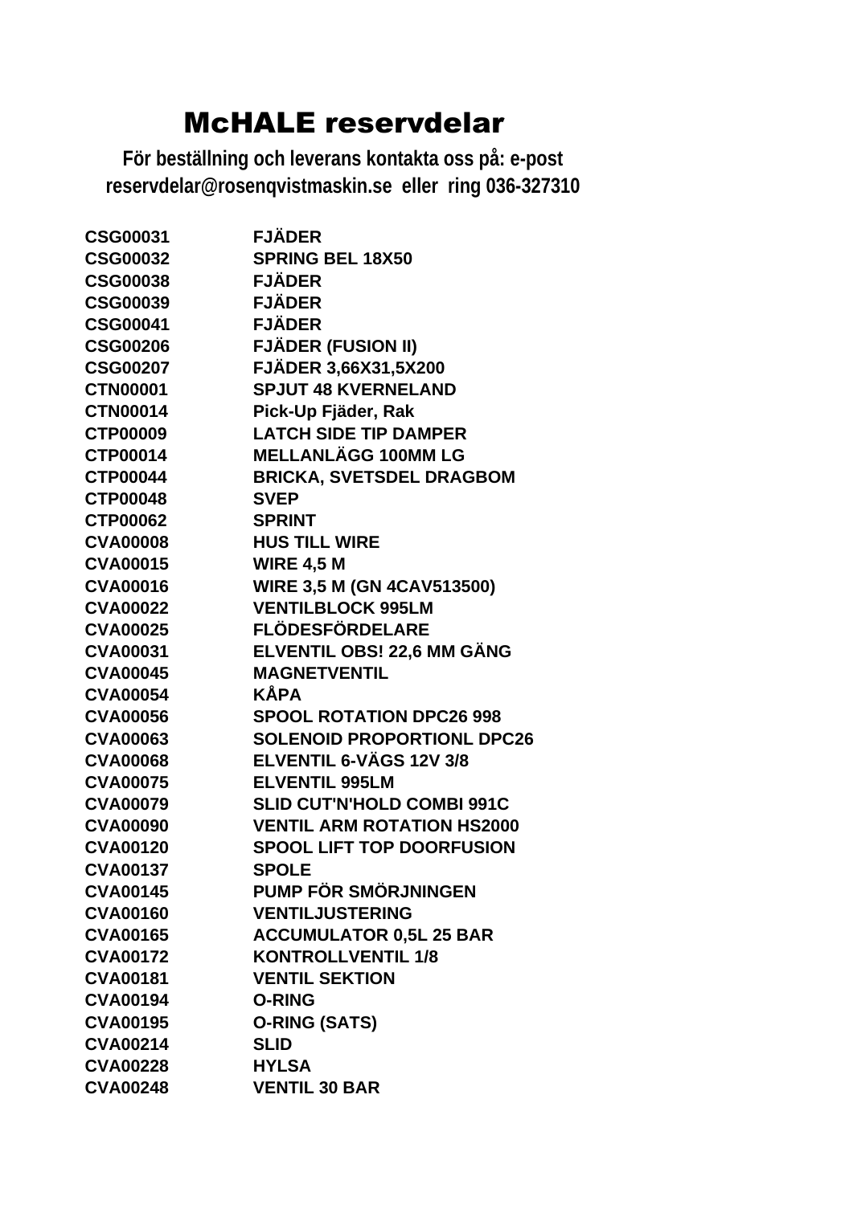# McHALE reservdelar

**För beställning och leverans kontakta oss på: e-post reservdelar@rosenqvistmaskin.se eller ring 036-327310**

| | |
|---|---|
| CSG00031 | FJÄDER |
| CSG00032 | SPRING BEL 18X50 |
| CSG00038 | FJÄDER |
| CSG00039 | FJÄDER |
| CSG00041 | FJÄDER |
| CSG00206 | FJÄDER (FUSION II) |
| CSG00207 | FJÄDER 3,66X31,5X200 |
| CTN00001 | SPJUT 48 KVERNELAND |
| CTN00014 | Pick-Up Fjäder, Rak |
| CTP00009 | LATCH SIDE TIP DAMPER |
| CTP00014 | MELLANLÄGG 100MM LG |
| CTP00044 | BRICKA, SVETSDEL DRAGBOM |
| CTP00048 | SVEP |
| CTP00062 | SPRINT |
| CVA00008 | HUS TILL WIRE |
| CVA00015 | WIRE 4,5 M |
| CVA00016 | WIRE 3,5 M (GN 4CAV513500) |
| CVA00022 | VENTILBLOCK 995LM |
| CVA00025 | FLÖDESFÖRDELARE |
| CVA00031 | ELVENTIL OBS! 22,6 MM GÄNG |
| CVA00045 | MAGNETVENTIL |
| CVA00054 | KÅPA |
| CVA00056 | SPOOL ROTATION DPC26 998 |
| CVA00063 | SOLENOID PROPORTIONL DPC26 |
| CVA00068 | ELVENTIL 6-VÄGS 12V 3/8 |
| CVA00075 | ELVENTIL 995LM |
| CVA00079 | SLID CUT'N'HOLD COMBI 991C |
| CVA00090 | VENTIL ARM ROTATION HS2000 |
| CVA00120 | SPOOL LIFT TOP DOORFUSION |
| CVA00137 | SPOLE |
| CVA00145 | PUMP FÖR SMÖRJNINGEN |
| CVA00160 | VENTILJUSTERING |
| CVA00165 | ACCUMULATOR 0,5L 25 BAR |
| CVA00172 | KONTROLLVENTIL 1/8 |
| CVA00181 | VENTIL SEKTION |
| CVA00194 | O-RING |
| CVA00195 | O-RING (SATS) |
| CVA00214 | SLID |
| CVA00228 | HYLSA |
| CVA00248 | VENTIL 30 BAR |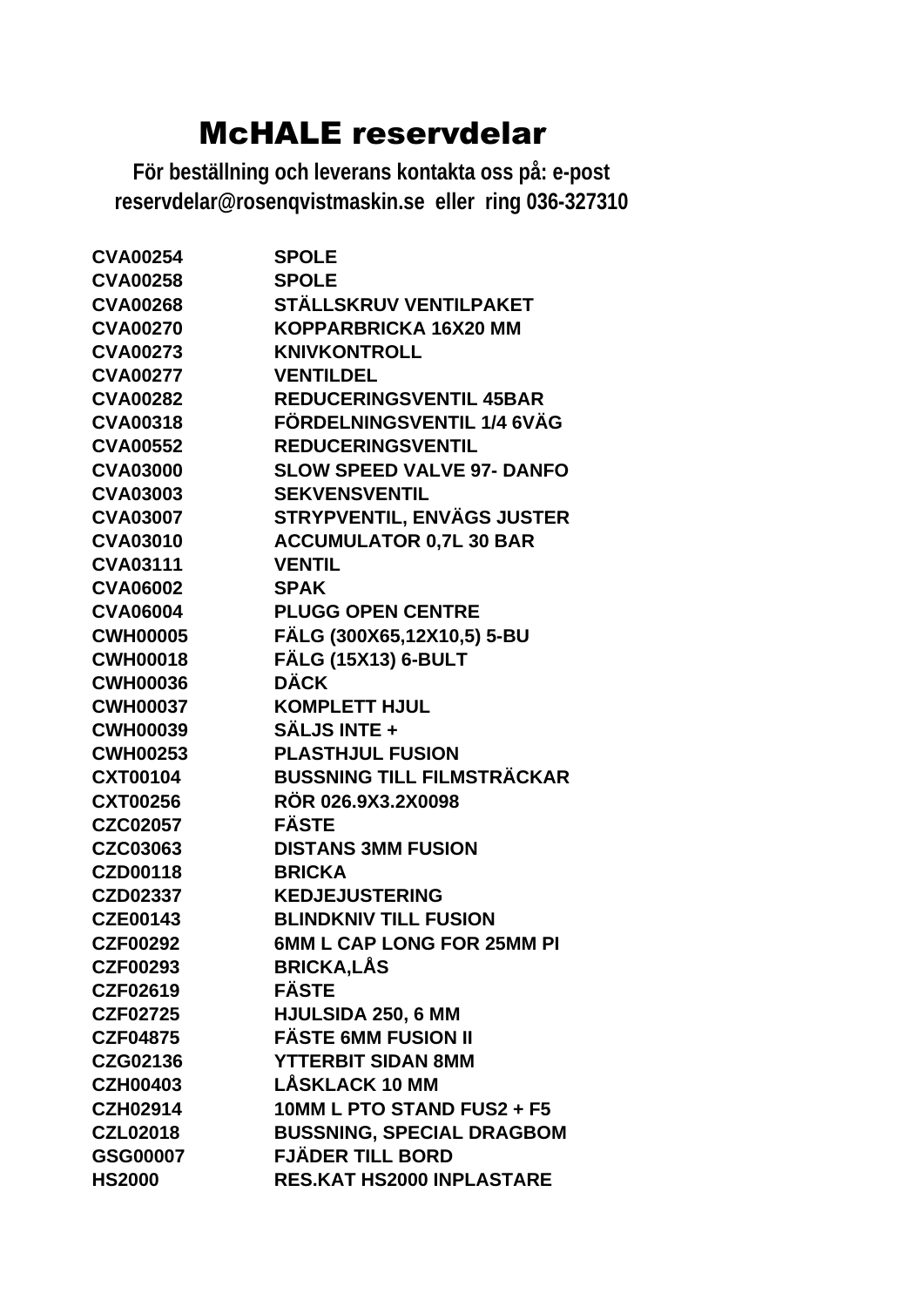# McHALE reservdelar

**För beställning och leverans kontakta oss på: e-post reservdelar@rosenqvistmaskin.se eller ring 036-327310**

| | |
|---|---|
| **CVA00254** | **SPOLE** |
| **CVA00258** | **SPOLE** |
| **CVA00268** | **STÄLLSKRUV VENTILPAKET** |
| **CVA00270** | **KOPPARBRICKA 16X20 MM** |
| **CVA00273** | **KNIVKONTROLL** |
| **CVA00277** | **VENTILDEL** |
| **CVA00282** | **REDUCERINGSVENTIL 45BAR** |
| **CVA00318** | **FÖRDELNINGSVENTIL 1/4 6VÄG** |
| **CVA00552** | **REDUCERINGSVENTIL** |
| **CVA03000** | **SLOW SPEED VALVE 97- DANFO** |
| **CVA03003** | **SEKVENSVENTIL** |
| **CVA03007** | **STRYPVENTIL, ENVÄGS JUSTER** |
| **CVA03010** | **ACCUMULATOR 0,7L 30 BAR** |
| **CVA03111** | **VENTIL** |
| **CVA06002** | **SPAK** |
| **CVA06004** | **PLUGG OPEN CENTRE** |
| **CWH00005** | **FÄLG (300X65,12X10,5) 5-BU** |
| **CWH00018** | **FÄLG (15X13) 6-BULT** |
| **CWH00036** | **DÄCK** |
| **CWH00037** | **KOMPLETT HJUL** |
| **CWH00039** | **SÄLJS INTE +** |
| **CWH00253** | **PLASTHJUL FUSION** |
| **CXT00104** | **BUSSNING TILL FILMSTRÄCKAR** |
| **CXT00256** | **RÖR 026.9X3.2X0098** |
| **CZC02057** | **FÄSTE** |
| **CZC03063** | **DISTANS 3MM FUSION** |
| **CZD00118** | **BRICKA** |
| **CZD02337** | **KEDJEJUSTERING** |
| **CZE00143** | **BLINDKNIV TILL FUSION** |
| **CZF00292** | **6MM L CAP LONG FOR 25MM PI** |
| **CZF00293** | **BRICKA,LÅS** |
| **CZF02619** | **FÄSTE** |
| **CZF02725** | **HJULSIDA 250, 6 MM** |
| **CZF04875** | **FÄSTE 6MM FUSION II** |
| **CZG02136** | **YTTERBIT SIDAN 8MM** |
| **CZH00403** | **LÅSKLACK 10 MM** |
| **CZH02914** | **10MM L PTO STAND FUS2 + F5** |
| **CZL02018** | **BUSSNING, SPECIAL DRAGBOM** |
| **GSG00007** | **FJÄDER TILL BORD** |
| **HS2000** | **RES.KAT HS2000 INPLASTARE** |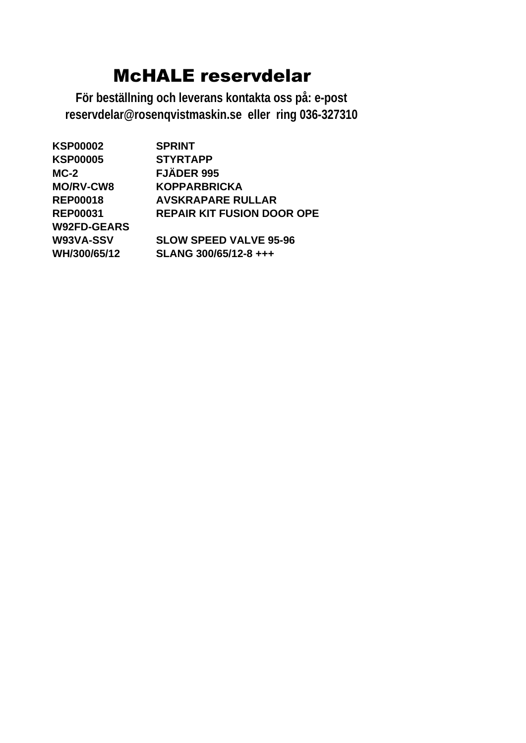# McHALE reservdelar

**För beställning och leverans kontakta oss på: e-post reservdelar@rosenqvistmaskin.se eller ring 036-327310**

| | |
|---|---|
| **KSP00002** | **SPRINT** |
| **KSP00005** | **STYRTAPP** |
| **MC-2** | **FJÄDER 995** |
| **MO/RV-CW8** | **KOPPARBRICKA** |
| **REP00018** | **AVSKRAPARE RULLAR** |
| **REP00031** | **REPAIR KIT FUSION DOOR OPE** |
| **W92FD-GEARS** | |
| **W93VA-SSV** | **SLOW SPEED VALVE 95-96** |
| **WH/300/65/12** | **SLANG 300/65/12-8 +++** |